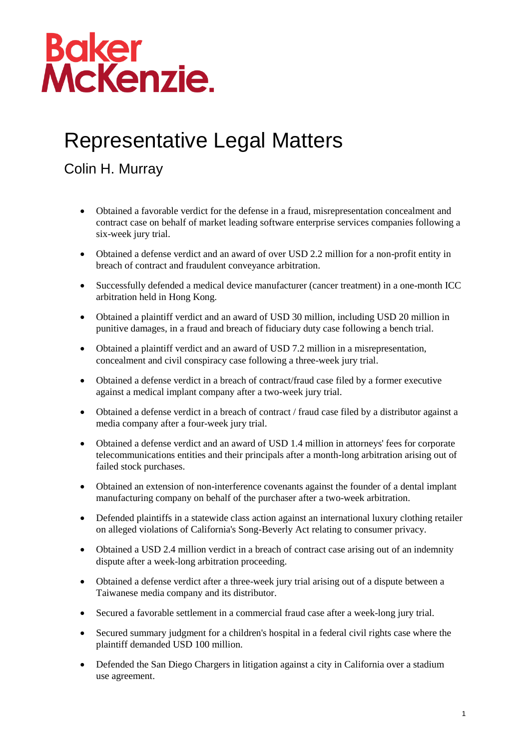Baker McKenzie.

# Representative Legal Matters

## Colin H. Murray

- Obtained a favorable verdict for the defense in a fraud, misrepresentation concealment and contract case on behalf of market leading software enterprise services companies following a six-week jury trial.
- Obtained a defense verdict and an award of over USD 2.2 million for a non-profit entity in breach of contract and fraudulent conveyance arbitration.
- Successfully defended a medical device manufacturer (cancer treatment) in a one-month ICC arbitration held in Hong Kong.
- Obtained a plaintiff verdict and an award of USD 30 million, including USD 20 million in punitive damages, in a fraud and breach of fiduciary duty case following a bench trial.
- Obtained a plaintiff verdict and an award of USD 7.2 million in a misrepresentation, concealment and civil conspiracy case following a three-week jury trial.
- Obtained a defense verdict in a breach of contract/fraud case filed by a former executive against a medical implant company after a two-week jury trial.
- Obtained a defense verdict in a breach of contract / fraud case filed by a distributor against a media company after a four-week jury trial.
- Obtained a defense verdict and an award of USD 1.4 million in attorneys' fees for corporate telecommunications entities and their principals after a month-long arbitration arising out of failed stock purchases.
- Obtained an extension of non-interference covenants against the founder of a dental implant manufacturing company on behalf of the purchaser after a two-week arbitration.
- Defended plaintiffs in a statewide class action against an international luxury clothing retailer on alleged violations of California's Song-Beverly Act relating to consumer privacy.
- Obtained a USD 2.4 million verdict in a breach of contract case arising out of an indemnity dispute after a week-long arbitration proceeding.
- Obtained a defense verdict after a three-week jury trial arising out of a dispute between a Taiwanese media company and its distributor.
- Secured a favorable settlement in a commercial fraud case after a week-long jury trial.
- Secured summary judgment for a children's hospital in a federal civil rights case where the plaintiff demanded USD 100 million.
- Defended the San Diego Chargers in litigation against a city in California over a stadium use agreement.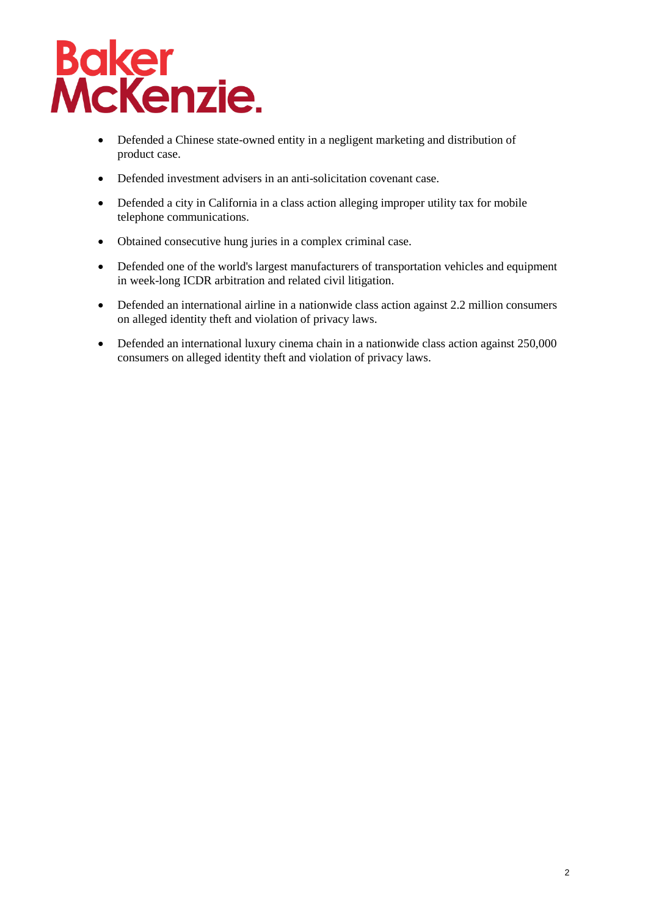- Defended a Chinese state-owned entity in a negligent marketing and distribution of product case.
- Defended investment advisers in an anti-solicitation covenant case.
- Defended a city in California in a class action alleging improper utility tax for mobile telephone communications.
- Obtained consecutive hung juries in a complex criminal case.
- Defended one of the world's largest manufacturers of transportation vehicles and equipment in week-long ICDR arbitration and related civil litigation.
- Defended an international airline in a nationwide class action against 2.2 million consumers on alleged identity theft and violation of privacy laws.
- Defended an international luxury cinema chain in a nationwide class action against 250,000 consumers on alleged identity theft and violation of privacy laws.